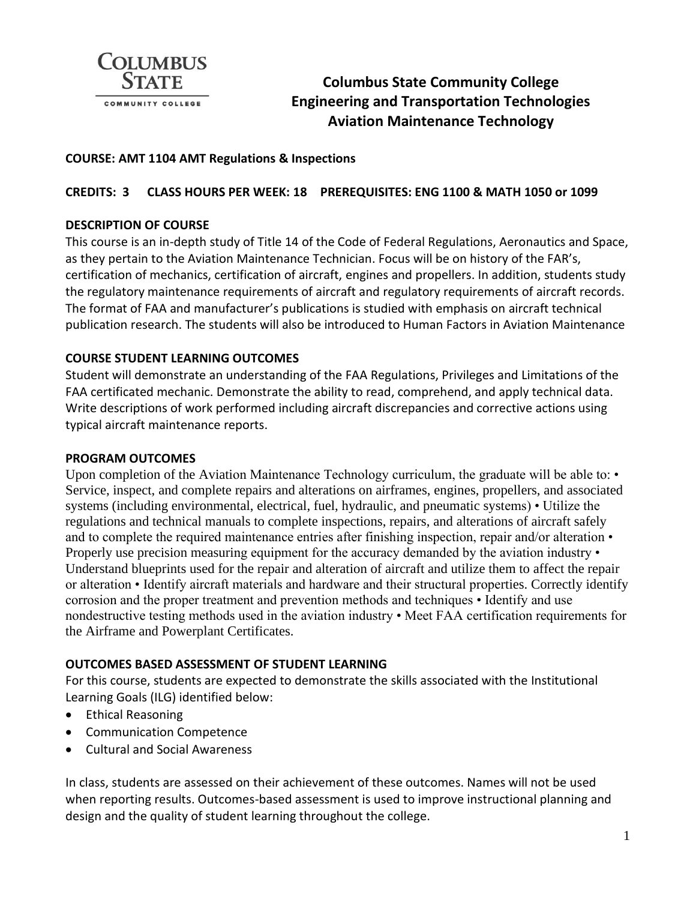# Columbus State Community College
## Engineering and Transportation Technologies
## Aviation Maintenance Technology

**COURSE: AMT 1104 AMT Regulations & Inspections**

**CREDITS: 3 CLASS HOURS PER WEEK: 18 PREREQUISITES: ENG 1100 & MATH 1050 or 1099**

### DESCRIPTION OF COURSE

This course is an in-depth study of Title 14 of the Code of Federal Regulations, Aeronautics and Space, as they pertain to the Aviation Maintenance Technician. Focus will be on history of the FAR's, certification of mechanics, certification of aircraft, engines and propellers. In addition, students study the regulatory maintenance requirements of aircraft and regulatory requirements of aircraft records. The format of FAA and manufacturer's publications is studied with emphasis on aircraft technical publication research. The students will also be introduced to Human Factors in Aviation Maintenance

### COURSE STUDENT LEARNING OUTCOMES

Student will demonstrate an understanding of the FAA Regulations, Privileges and Limitations of the FAA certificated mechanic. Demonstrate the ability to read, comprehend, and apply technical data. Write descriptions of work performed including aircraft discrepancies and corrective actions using typical aircraft maintenance reports.

### PROGRAM OUTCOMES

Upon completion of the Aviation Maintenance Technology curriculum, the graduate will be able to: • Service, inspect, and complete repairs and alterations on airframes, engines, propellers, and associated systems (including environmental, electrical, fuel, hydraulic, and pneumatic systems) • Utilize the regulations and technical manuals to complete inspections, repairs, and alterations of aircraft safely and to complete the required maintenance entries after finishing inspection, repair and/or alteration • Properly use precision measuring equipment for the accuracy demanded by the aviation industry • Understand blueprints used for the repair and alteration of aircraft and utilize them to affect the repair or alteration • Identify aircraft materials and hardware and their structural properties. Correctly identify corrosion and the proper treatment and prevention methods and techniques • Identify and use nondestructive testing methods used in the aviation industry • Meet FAA certification requirements for the Airframe and Powerplant Certificates.

### OUTCOMES BASED ASSESSMENT OF STUDENT LEARNING

For this course, students are expected to demonstrate the skills associated with the Institutional Learning Goals (ILG) identified below:

- Ethical Reasoning
- Communication Competence
- Cultural and Social Awareness

In class, students are assessed on their achievement of these outcomes. Names will not be used when reporting results. Outcomes-based assessment is used to improve instructional planning and design and the quality of student learning throughout the college.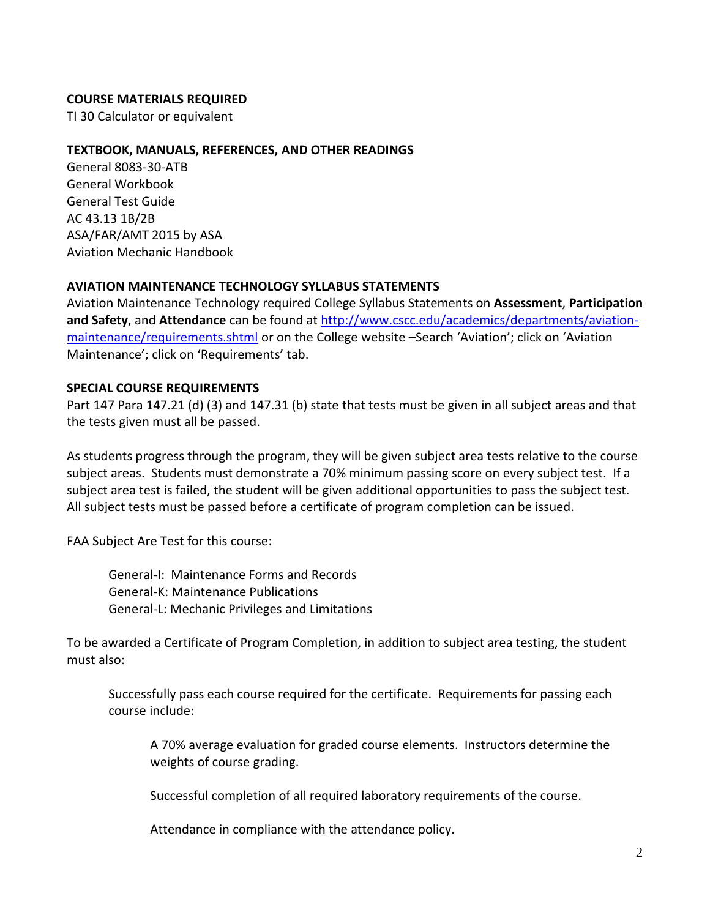**COURSE MATERIALS REQUIRED**

TI 30 Calculator or equivalent

**TEXTBOOK, MANUALS, REFERENCES, AND OTHER READINGS**

General 8083-30-ATB
General Workbook
General Test Guide
AC 43.13 1B/2B
ASA/FAR/AMT 2015 by ASA
Aviation Mechanic Handbook

**AVIATION MAINTENANCE TECHNOLOGY SYLLABUS STATEMENTS**

Aviation Maintenance Technology required College Syllabus Statements on **Assessment**, **Participation and Safety**, and **Attendance** can be found at [http://www.cscc.edu/academics/departments/aviation-maintenance/requirements.shtml](http://www.cscc.edu/academics/departments/aviation-maintenance/requirements.shtml) or on the College website –Search 'Aviation'; click on 'Aviation Maintenance'; click on 'Requirements' tab.

**SPECIAL COURSE REQUIREMENTS**

Part 147 Para 147.21 (d) (3) and 147.31 (b) state that tests must be given in all subject areas and that the tests given must all be passed.

As students progress through the program, they will be given subject area tests relative to the course subject areas. Students must demonstrate a 70% minimum passing score on every subject test. If a subject area test is failed, the student will be given additional opportunities to pass the subject test. All subject tests must be passed before a certificate of program completion can be issued.

FAA Subject Are Test for this course:

> General-I: Maintenance Forms and Records
> General-K: Maintenance Publications
> General-L: Mechanic Privileges and Limitations

To be awarded a Certificate of Program Completion, in addition to subject area testing, the student must also:

> Successfully pass each course required for the certificate. Requirements for passing each course include:
>
> > A 70% average evaluation for graded course elements. Instructors determine the weights of course grading.
> >
> > Successful completion of all required laboratory requirements of the course.
> >
> > Attendance in compliance with the attendance policy.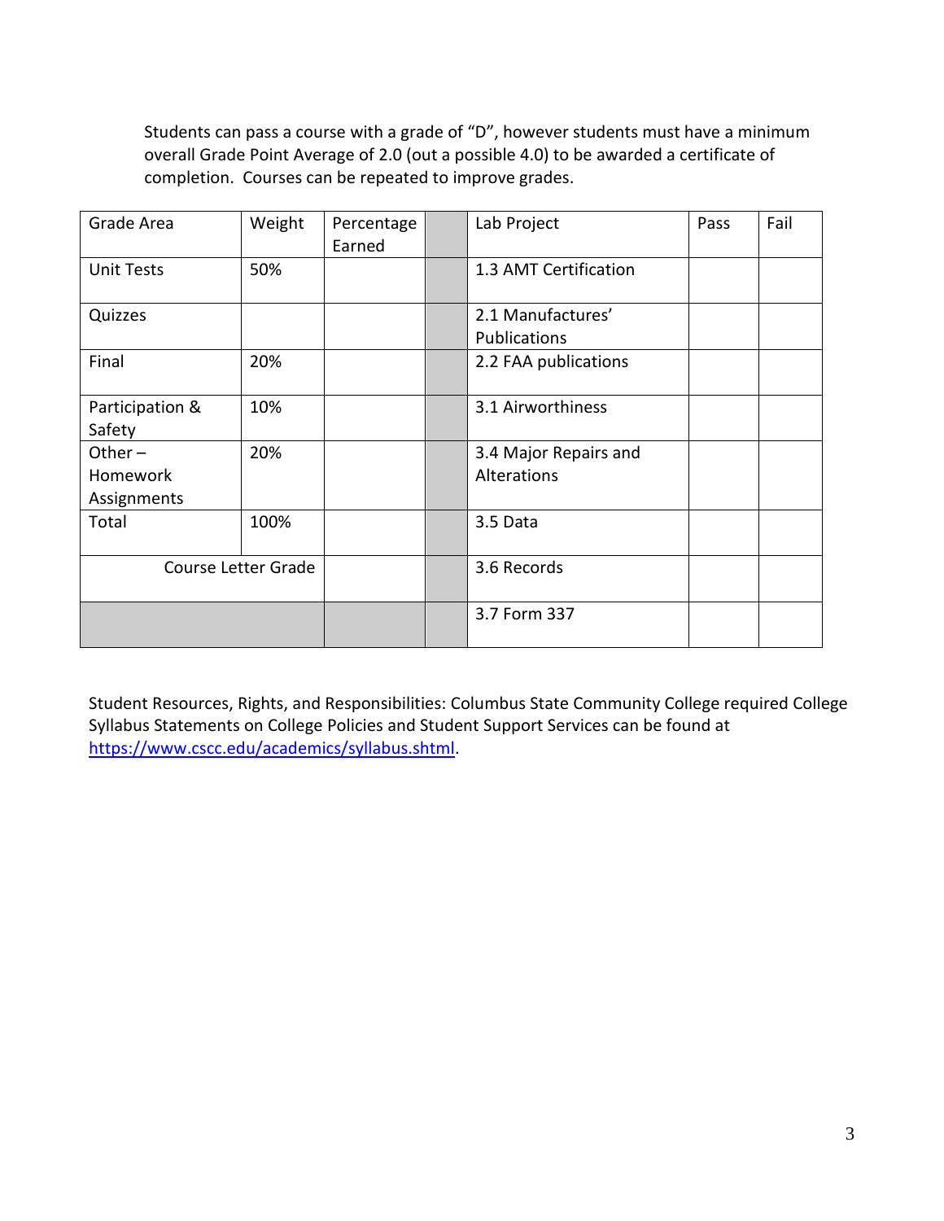Students can pass a course with a grade of "D", however students must have a minimum overall Grade Point Average of 2.0 (out a possible 4.0) to be awarded a certificate of completion. Courses can be repeated to improve grades.

| Grade Area | Weight | Percentage Earned | | Lab Project | Pass | Fail |
|---|---|---|---|---|---|---|
| Unit Tests | 50% | | | 1.3 AMT Certification | | |
| Quizzes | | | | 2.1 Manufactures' Publications | | |
| Final | 20% | | | 2.2 FAA publications | | |
| Participation & Safety | 10% | | | 3.1 Airworthiness | | |
| Other – Homework Assignments | 20% | | | 3.4 Major Repairs and Alterations | | |
| Total | 100% | | | 3.5 Data | | |
| Course Letter Grade | | | | 3.6 Records | | |
| | | | | 3.7 Form 337 | | |

Student Resources, Rights, and Responsibilities: Columbus State Community College required College Syllabus Statements on College Policies and Student Support Services can be found at https://www.cscc.edu/academics/syllabus.shtml.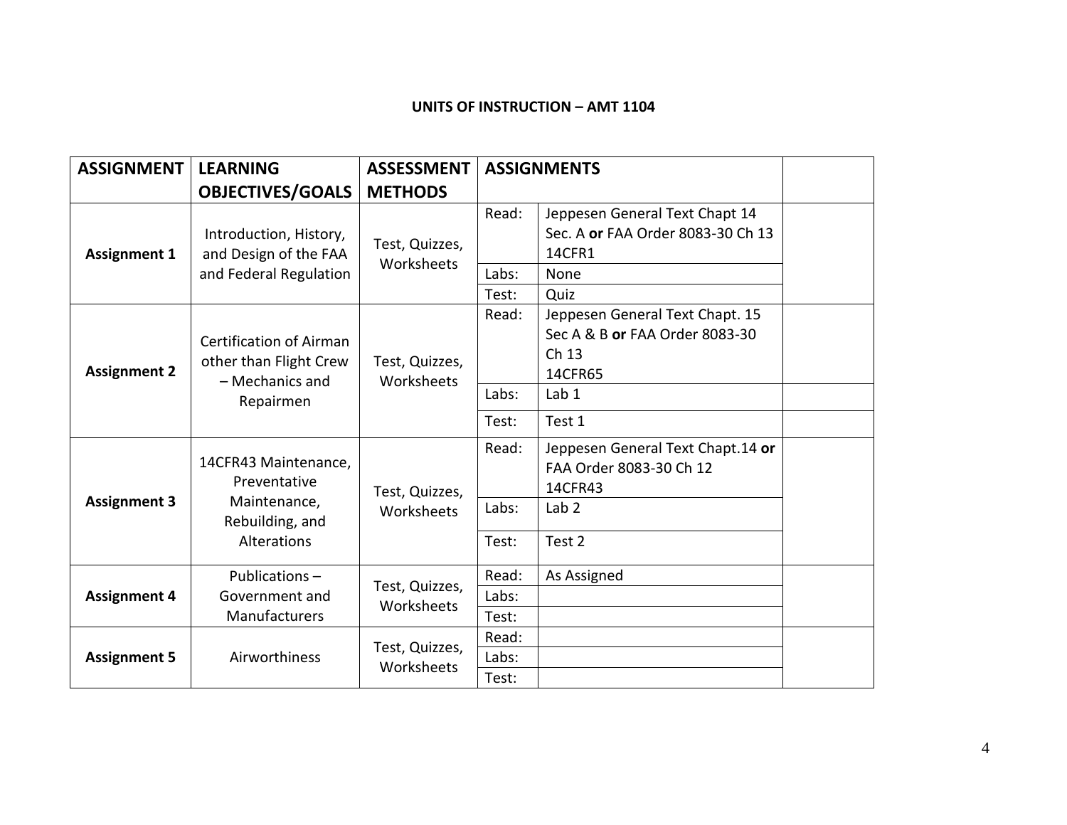**UNITS OF INSTRUCTION – AMT 1104**

| ASSIGNMENT | LEARNING OBJECTIVES/GOALS | ASSESSMENT METHODS | ASSIGNMENTS | | |
|---|---|---|---|---|---|
| **Assignment 1** | Introduction, History, and Design of the FAA and Federal Regulation | Test, Quizzes, Worksheets | Read: | Jeppesen General Text Chapt 14 Sec. A **or** FAA Order 8083-30 Ch 13 14CFR1 | |
| | | | Labs: | None | |
| | | | Test: | Quiz | |
| **Assignment 2** | Certification of Airman other than Flight Crew – Mechanics and Repairmen | Test, Quizzes, Worksheets | Read: | Jeppesen General Text Chapt. 15 Sec A & B **or** FAA Order 8083-30 Ch 13 14CFR65 | |
| | | | Labs: | Lab 1 | |
| | | | Test: | Test 1 | |
| **Assignment 3** | 14CFR43 Maintenance, Preventative Maintenance, Rebuilding, and Alterations | Test, Quizzes, Worksheets | Read: | Jeppesen General Text Chapt.14 **or** FAA Order 8083-30 Ch 12 14CFR43 | |
| | | | Labs: | Lab 2 | |
| | | | Test: | Test 2 | |
| **Assignment 4** | Publications – Government and Manufacturers | Test, Quizzes, Worksheets | Read: | As Assigned | |
| | | | Labs: | | |
| | | | Test: | | |
| **Assignment 5** | Airworthiness | Test, Quizzes, Worksheets | Read: | | |
| | | | Labs: | | |
| | | | Test: | | |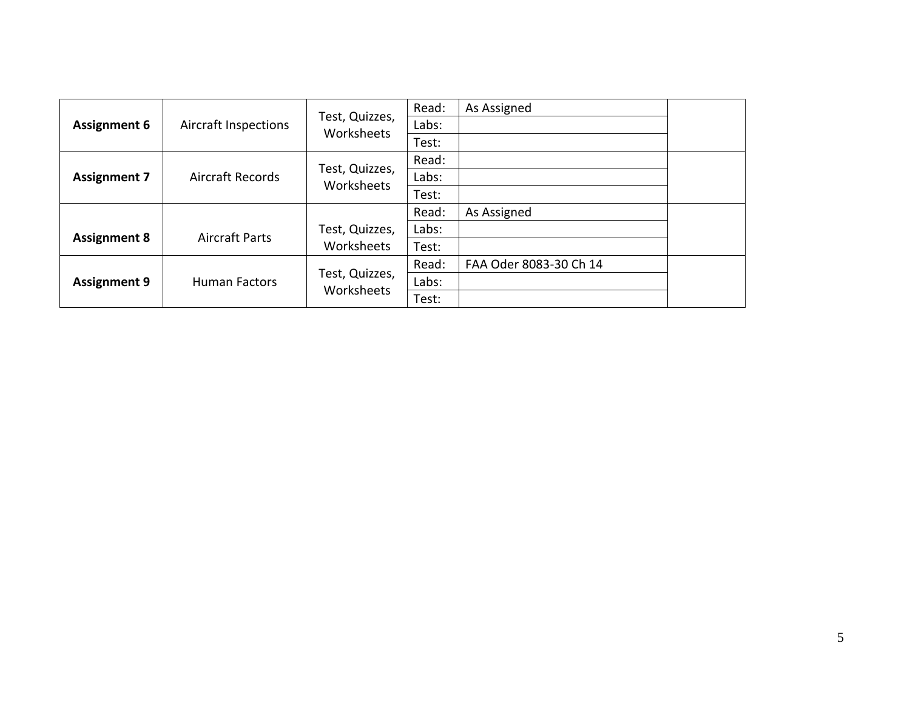| | | | | | |
|---|---|---|---|---|---|
| **Assignment 6** | Aircraft Inspections | Test, Quizzes, Worksheets | Read: | As Assigned | |
| | | | Labs: | | |
| | | | Test: | | |
| **Assignment 7** | Aircraft Records | Test, Quizzes, Worksheets | Read: | | |
| | | | Labs: | | |
| | | | Test: | | |
| **Assignment 8** | Aircraft Parts | Test, Quizzes, Worksheets | Read: | As Assigned | |
| | | | Labs: | | |
| | | | Test: | | |
| **Assignment 9** | Human Factors | Test, Quizzes, Worksheets | Read: | FAA Oder 8083-30 Ch 14 | |
| | | | Labs: | | |
| | | | Test: | | |